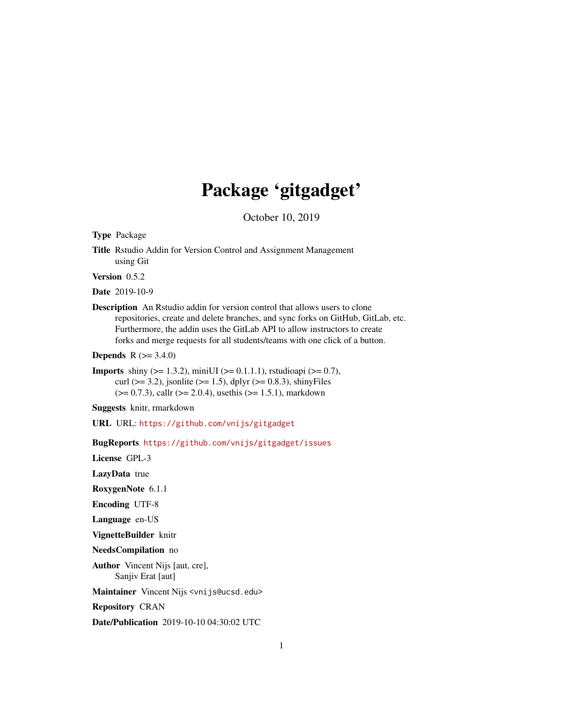# Package 'gitgadget'

October 10, 2019

**Type** Package

**Title** Rstudio Addin for Version Control and Assignment Management using Git

**Version** 0.5.2

**Date** 2019-10-9

**Description** An Rstudio addin for version control that allows users to clone repositories, create and delete branches, and sync forks on GitHub, GitLab, etc. Furthermore, the addin uses the GitLab API to allow instructors to create forks and merge requests for all students/teams with one click of a button.

**Depends** R (>= 3.4.0)

**Imports** shiny (>= 1.3.2), miniUI (>= 0.1.1.1), rstudioapi (>= 0.7), curl (>= 3.2), jsonlite (>= 1.5), dplyr (>= 0.8.3), shinyFiles (>= 0.7.3), callr (>= 2.0.4), usethis (>= 1.5.1), markdown

**Suggests** knitr, rmarkdown

**URL** URL: https://github.com/vnijs/gitgadget

**BugReports** https://github.com/vnijs/gitgadget/issues

**License** GPL-3

**LazyData** true

**RoxygenNote** 6.1.1

**Encoding** UTF-8

**Language** en-US

**VignetteBuilder** knitr

**NeedsCompilation** no

**Author** Vincent Nijs [aut, cre], Sanjiv Erat [aut]

**Maintainer** Vincent Nijs <vnijs@ucsd.edu>

**Repository** CRAN

**Date/Publication** 2019-10-10 04:30:02 UTC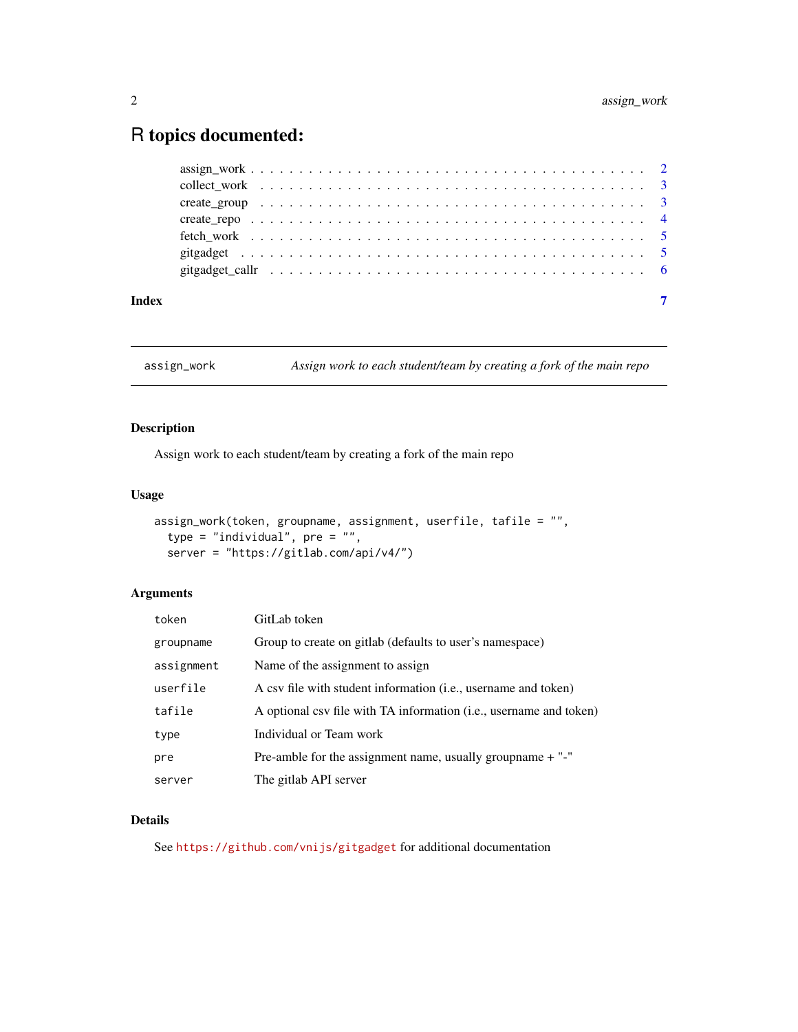# R topics documented:

| | |
|---|---|
| assign_work | 2 |
| collect_work | 3 |
| create_group | 3 |
| create_repo | 4 |
| fetch_work | 5 |
| gitgadget | 5 |
| gitgadget_callr | 6 |
| **Index** | **7** |

---

## assign_work — *Assign work to each student/team by creating a fork of the main repo*

### Description

Assign work to each student/team by creating a fork of the main repo

### Usage

```
assign_work(token, groupname, assignment, userfile, tafile = "",
  type = "individual", pre = "",
  server = "https://gitlab.com/api/v4/")
```

### Arguments

| | |
|---|---|
| token | GitLab token |
| groupname | Group to create on gitlab (defaults to user's namespace) |
| assignment | Name of the assignment to assign |
| userfile | A csv file with student information (i.e., username and token) |
| tafile | A optional csv file with TA information (i.e., username and token) |
| type | Individual or Team work |
| pre | Pre-amble for the assignment name, usually groupname + "-" |
| server | The gitlab API server |

### Details

See https://github.com/vnijs/gitgadget for additional documentation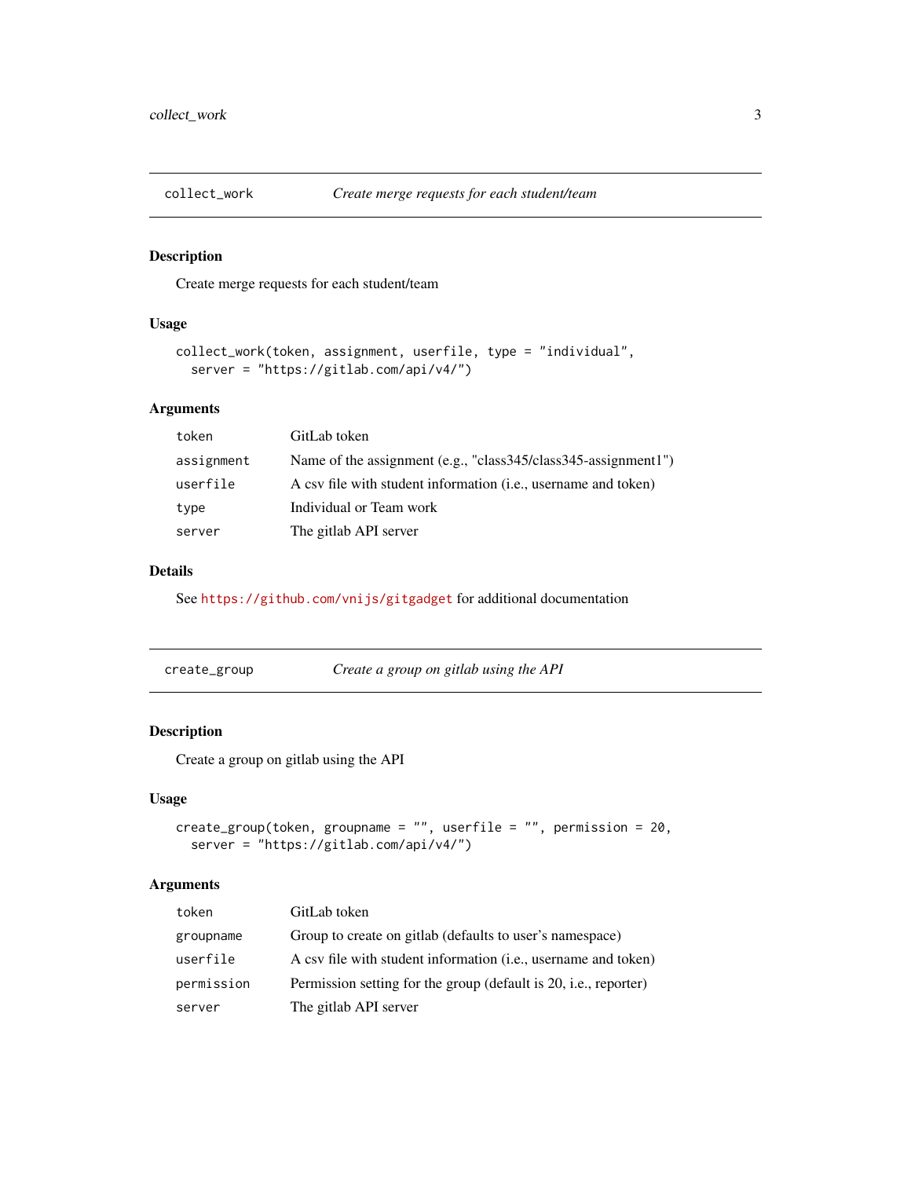## collect_work — *Create merge requests for each student/team*

### Description

Create merge requests for each student/team

### Usage

```
collect_work(token, assignment, userfile, type = "individual",
  server = "https://gitlab.com/api/v4/")
```

### Arguments

| | |
|---|---|
| `token` | GitLab token |
| `assignment` | Name of the assignment (e.g., "class345/class345-assignment1") |
| `userfile` | A csv file with student information (i.e., username and token) |
| `type` | Individual or Team work |
| `server` | The gitlab API server |

### Details

See https://github.com/vnijs/gitgadget for additional documentation

## create_group — *Create a group on gitlab using the API*

### Description

Create a group on gitlab using the API

### Usage

```
create_group(token, groupname = "", userfile = "", permission = 20,
  server = "https://gitlab.com/api/v4/")
```

### Arguments

| | |
|---|---|
| `token` | GitLab token |
| `groupname` | Group to create on gitlab (defaults to user's namespace) |
| `userfile` | A csv file with student information (i.e., username and token) |
| `permission` | Permission setting for the group (default is 20, i.e., reporter) |
| `server` | The gitlab API server |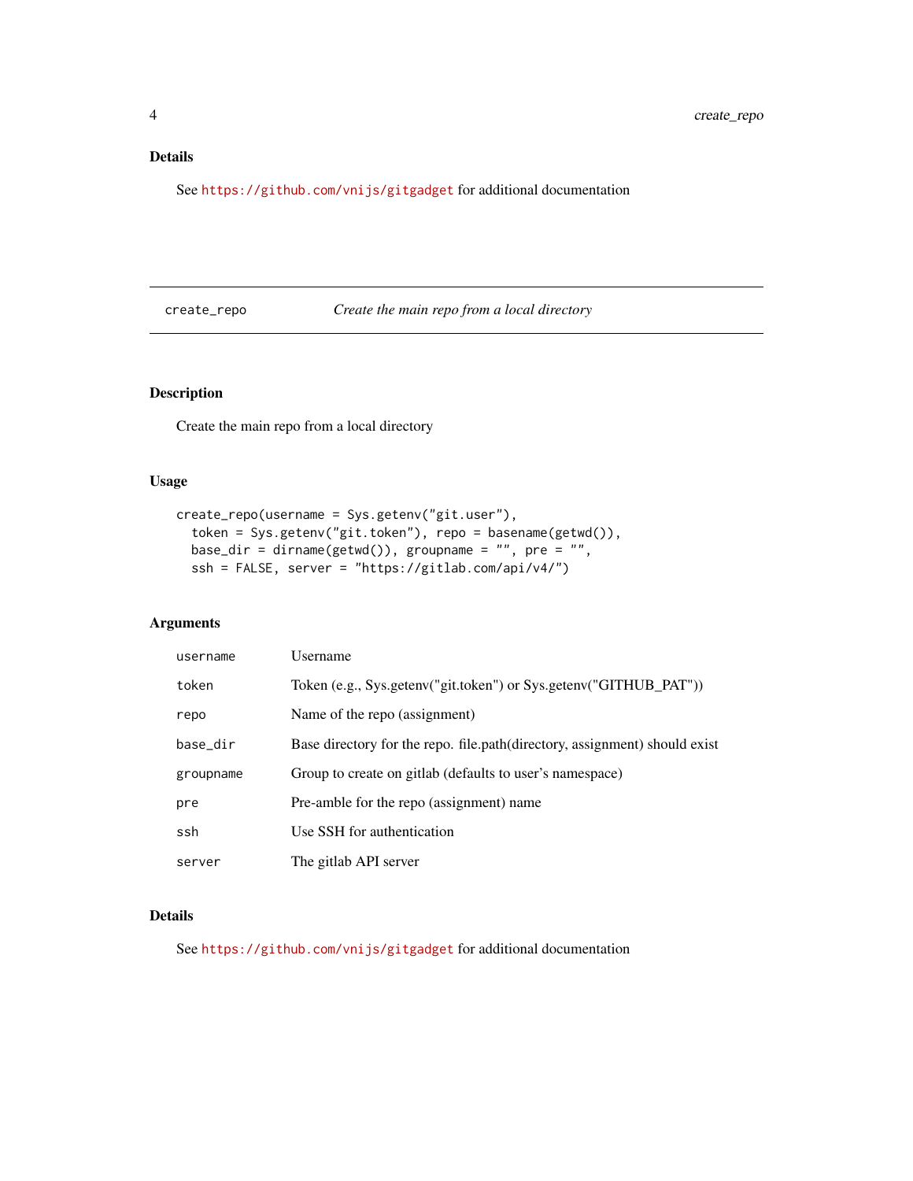## Details

See https://github.com/vnijs/gitgadget for additional documentation

---

## create_repo — *Create the main repo from a local directory*

---

### Description

Create the main repo from a local directory

### Usage

```
create_repo(username = Sys.getenv("git.user"),
  token = Sys.getenv("git.token"), repo = basename(getwd()),
  base_dir = dirname(getwd()), groupname = "", pre = "",
  ssh = FALSE, server = "https://gitlab.com/api/v4/")
```

### Arguments

| | |
|---|---|
| `username` | Username |
| `token` | Token (e.g., Sys.getenv("git.token") or Sys.getenv("GITHUB_PAT")) |
| `repo` | Name of the repo (assignment) |
| `base_dir` | Base directory for the repo. file.path(directory, assignment) should exist |
| `groupname` | Group to create on gitlab (defaults to user's namespace) |
| `pre` | Pre-amble for the repo (assignment) name |
| `ssh` | Use SSH for authentication |
| `server` | The gitlab API server |

### Details

See https://github.com/vnijs/gitgadget for additional documentation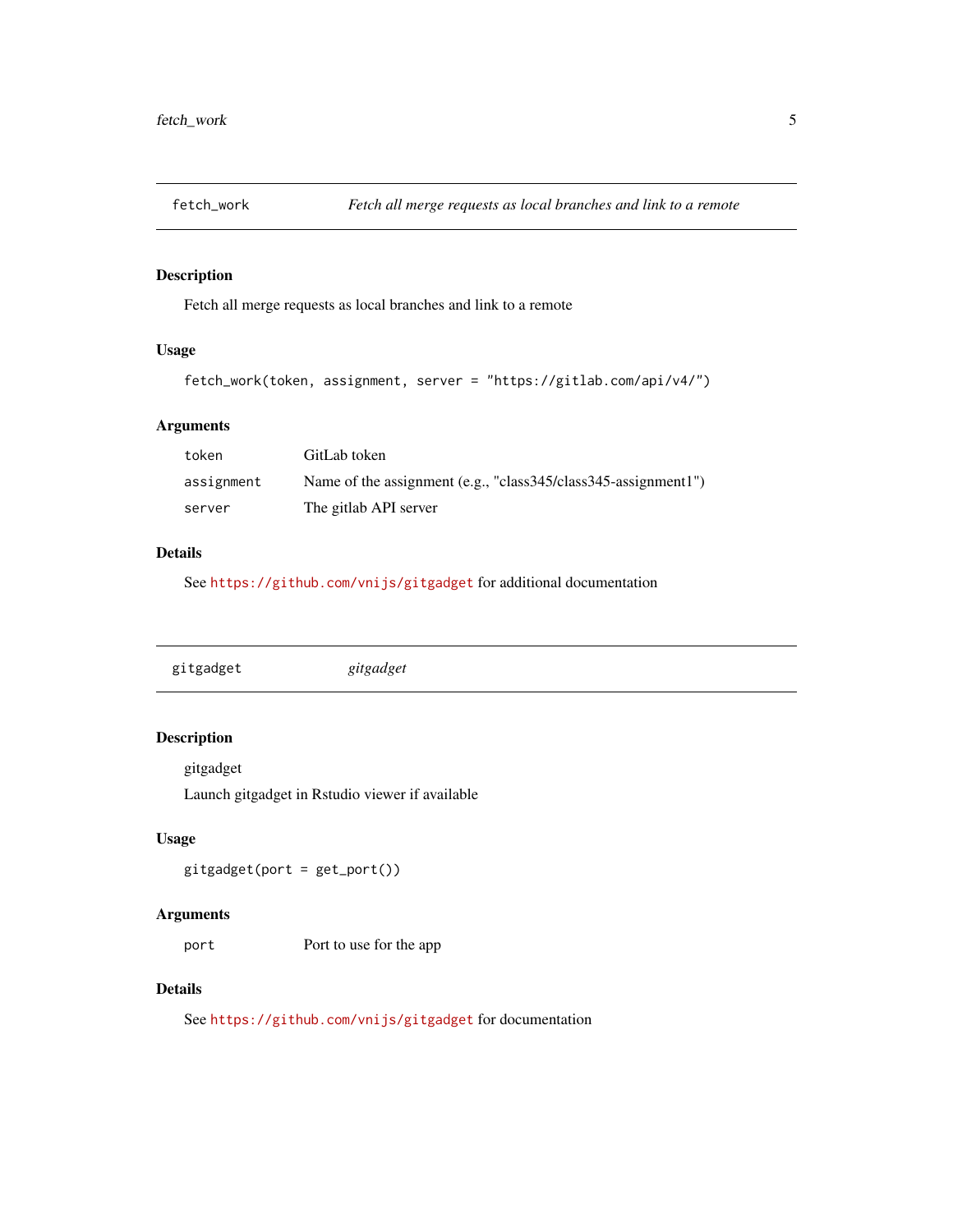## fetch_work — *Fetch all merge requests as local branches and link to a remote*

### Description

Fetch all merge requests as local branches and link to a remote

### Usage

```
fetch_work(token, assignment, server = "https://gitlab.com/api/v4/")
```

### Arguments

| | |
|---|---|
| `token` | GitLab token |
| `assignment` | Name of the assignment (e.g., "class345/class345-assignment1") |
| `server` | The gitlab API server |

### Details

See `https://github.com/vnijs/gitgadget` for additional documentation

## gitgadget — *gitgadget*

### Description

gitgadget

Launch gitgadget in Rstudio viewer if available

### Usage

```
gitgadget(port = get_port())
```

### Arguments

| | |
|---|---|
| `port` | Port to use for the app |

### Details

See `https://github.com/vnijs/gitgadget` for documentation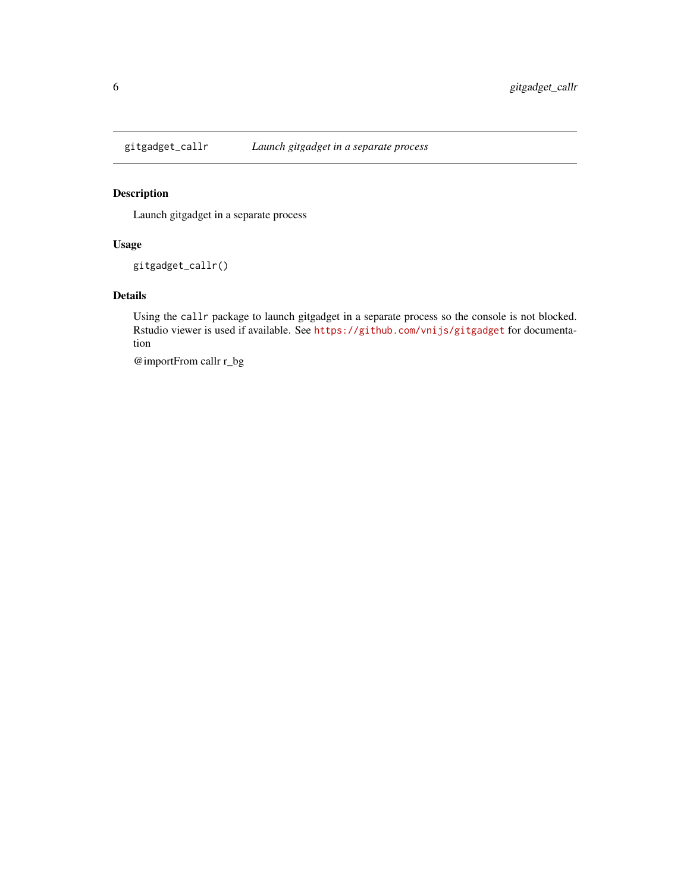## gitgadget_callr — *Launch gitgadget in a separate process*

### Description

Launch gitgadget in a separate process

### Usage

```
gitgadget_callr()
```

### Details

Using the `callr` package to launch gitgadget in a separate process so the console is not blocked. Rstudio viewer is used if available. See https://github.com/vnijs/gitgadget for documentation

@importFrom callr r_bg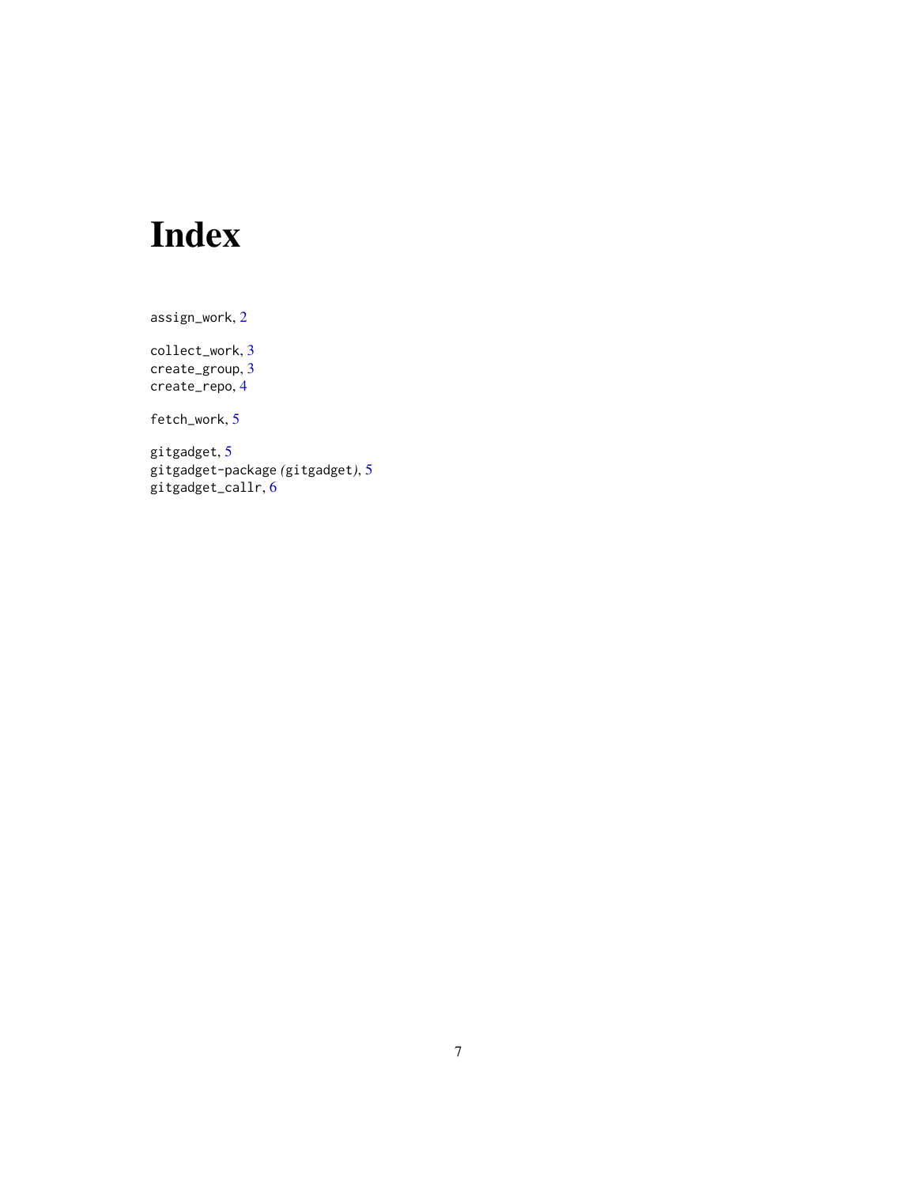# Index

assign_work, 2

collect_work, 3
create_group, 3
create_repo, 4

fetch_work, 5

gitgadget, 5
gitgadget-package (gitgadget), 5
gitgadget_callr, 6